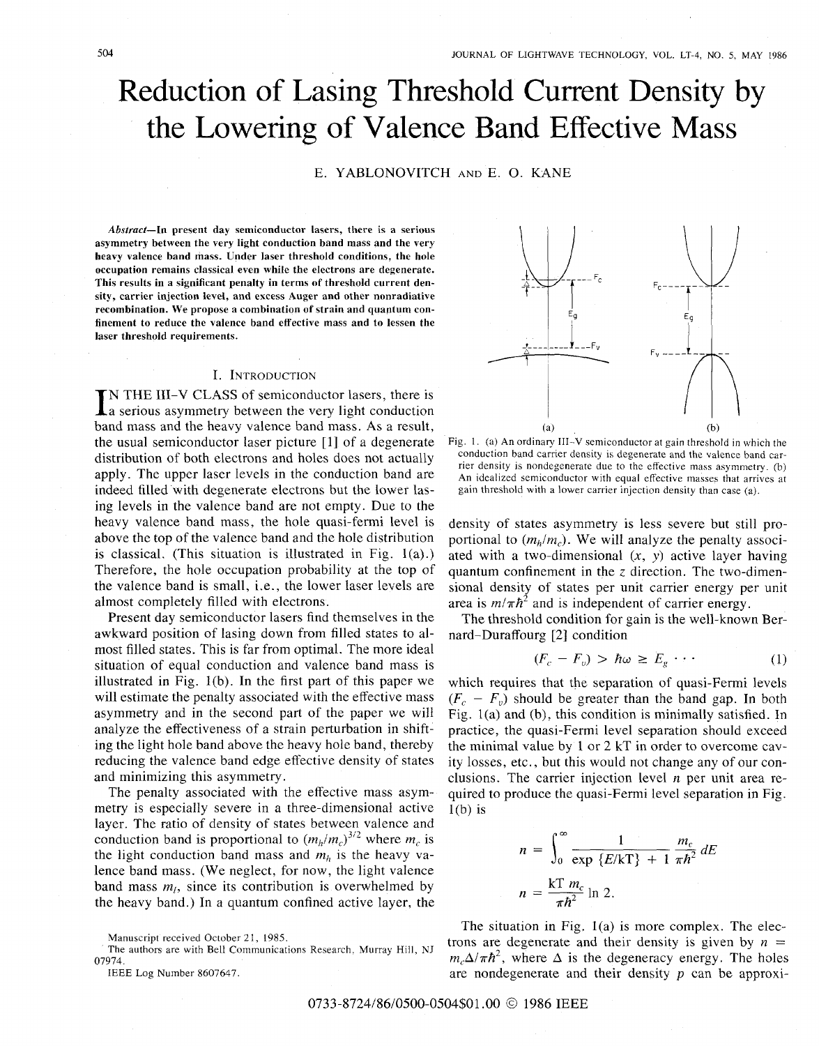# Reduction of Lasing Threshold Current Density by the Lowering of Valence Band Effective Mass

E. YABLONOVITCH AND E. O. KANE

***Abstract*—In present day semiconductor lasers, there is a serious asymmetry between the very light conduction band mass and the very heavy valence band mass. Under laser threshold conditions, the hole occupation remains classical even while the electrons are degenerate. This results in a significant penalty in terms of threshold current density, carrier injection level, and excess Auger and other nonradiative recombination. We propose a combination of strain and quantum confinement to reduce the valence band effective mass and to lessen the laser threshold requirements.**

## I. INTRODUCTION

IN THE III–V CLASS of semiconductor lasers, there is a serious asymmetry between the very light conduction band mass and the heavy valence band mass. As a result, the usual semiconductor laser picture [1] of a degenerate distribution of both electrons and holes does not actually apply. The upper laser levels in the conduction band are indeed filled with degenerate electrons but the lower lasing levels in the valence band are not empty. Due to the heavy valence band mass, the hole quasi-fermi level is above the top of the valence band and the hole distribution is classical. (This situation is illustrated in Fig. 1(a).) Therefore, the hole occupation probability at the top of the valence band is small, i.e., the lower laser levels are almost completely filled with electrons.

Present day semiconductor lasers find themselves in the awkward position of lasing down from filled states to almost filled states. This is far from optimal. The more ideal situation of equal conduction and valence band mass is illustrated in Fig. 1(b). In the first part of this paper we will estimate the penalty associated with the effective mass asymmetry and in the second part of the paper we will analyze the effectiveness of a strain perturbation in shifting the light hole band above the heavy hole band, thereby reducing the valence band edge effective density of states and minimizing this asymmetry.

The penalty associated with the effective mass asymmetry is especially severe in a three-dimensional active layer. The ratio of density of states between valence and conduction band is proportional to $(m_h/m_c)^{3/2}$ where $m_c$ is the light conduction band mass and $m_h$ is the heavy valence band mass. (We neglect, for now, the light valence band mass $m_l$, since its contribution is overwhelmed by the heavy band.) In a quantum confined active layer, the density of states asymmetry is less severe but still proportional to $(m_h/m_c)$. We will analyze the penalty associated with a two-dimensional $(x, y)$ active layer having quantum confinement in the $z$ direction. The two-dimensional density of states per unit carrier energy per unit area is $m/\pi\hbar^2$ and is independent of carrier energy.

Fig. 1. (a) An ordinary III–V semiconductor at gain threshold in which the conduction band carrier density is degenerate and the valence band carrier density is nondegenerate due to the effective mass asymmetry. (b) An idealized semiconductor with equal effective masses that arrives at gain threshold with a lower carrier injection density than case (a).

The threshold condition for gain is the well-known Bernard–Duraffourg [2] condition

$$(F_c - F_v) > \hbar\omega \geq E_g \cdots \quad (1)$$

which requires that the separation of quasi-Fermi levels $(F_c - F_v)$ should be greater than the band gap. In both Fig. 1(a) and (b), this condition is minimally satisfied. In practice, the quasi-Fermi level separation should exceed the minimal value by 1 or 2 kT in order to overcome cavity losses, etc., but this would not change any of our conclusions. The carrier injection level $n$ per unit area required to produce the quasi-Fermi level separation in Fig. 1(b) is

$$n = \int_0^\infty \frac{1}{\exp\{E/kT\} + 1} \frac{m_c}{\pi\hbar^2} dE$$

$$n = \frac{kT\, m_c}{\pi\hbar^2} \ln 2.$$

The situation in Fig. 1(a) is more complex. The electrons are degenerate and their density is given by $n = m_c\Delta/\pi\hbar^2$, where $\Delta$ is the degeneracy energy. The holes are nondegenerate and their density $p$ can be approxi-

Manuscript received October 21, 1985.

The authors are with Bell Communications Research, Murray Hill, NJ 07974.

IEEE Log Number 8607647.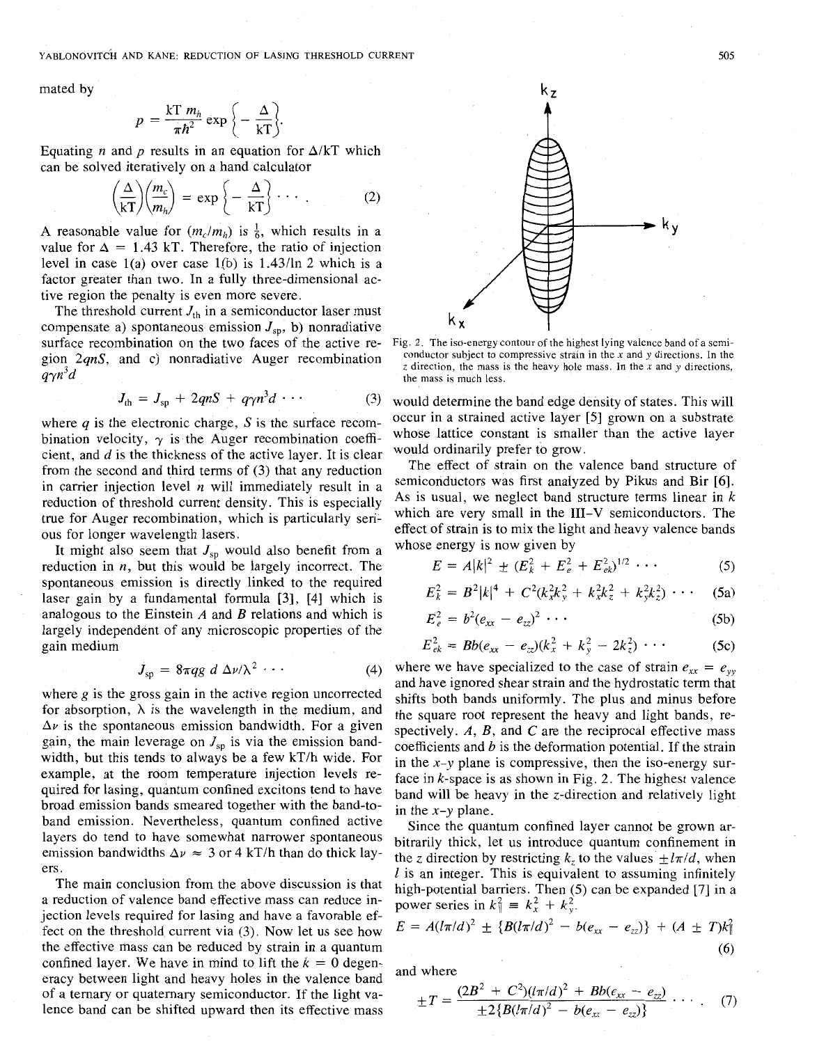mated by

$$p = \frac{kT\, m_h}{\pi \hbar^2} \exp\left\{-\frac{\Delta}{kT}\right\}.$$

Equating $n$ and $p$ results in an equation for $\Delta/kT$ which can be solved iteratively on a hand calculator

$$\left(\frac{\Delta}{kT}\right)\left(\frac{m_c}{m_h}\right) = \exp\left\{-\frac{\Delta}{kT}\right\} \cdots . \tag{2}$$

A reasonable value for $(m_c/m_h)$ is $\frac{1}{6}$, which results in a value for $\Delta = 1.43$ kT. Therefore, the ratio of injection level in case 1(a) over case 1(b) is 1.43/ln 2 which is a factor greater than two. In a fully three-dimensional active region the penalty is even more severe.

The threshold current $J_{th}$ in a semiconductor laser must compensate a) spontaneous emission $J_{sp}$, b) nonradiative surface recombination on the two faces of the active region $2qnS$, and c) nonradiative Auger recombination $q\gamma n^3 d$

$$J_{th} = J_{sp} + 2qnS + q\gamma n^3 d \cdots \tag{3}$$

where $q$ is the electronic charge, $S$ is the surface recombination velocity, $\gamma$ is the Auger recombination coefficient, and $d$ is the thickness of the active layer. It is clear from the second and third terms of (3) that any reduction in carrier injection level $n$ will immediately result in a reduction of threshold current density. This is especially true for Auger recombination, which is particularly serious for longer wavelength lasers.

It might also seem that $J_{sp}$ would also benefit from a reduction in $n$, but this would be largely incorrect. The spontaneous emission is directly linked to the required laser gain by a fundamental formula [3], [4] which is analogous to the Einstein $A$ and $B$ relations and which is largely independent of any microscopic properties of the gain medium

$$J_{sp} = 8\pi q g\, d\, \Delta\nu/\lambda^2 \cdots \tag{4}$$

where $g$ is the gross gain in the active region uncorrected for absorption, $\lambda$ is the wavelength in the medium, and $\Delta\nu$ is the spontaneous emission bandwidth. For a given gain, the main leverage on $J_{sp}$ is via the emission bandwidth, but this tends to always be a few kT/h wide. For example, at the room temperature injection levels required for lasing, quantum confined excitons tend to have broad emission bands smeared together with the band-to-band emission. Nevertheless, quantum confined active layers do tend to have somewhat narrower spontaneous emission bandwidths $\Delta\nu \approx 3$ or 4 kT/h than do thick layers.

The main conclusion from the above discussion is that a reduction of valence band effective mass can reduce injection levels required for lasing and have a favorable effect on the threshold current via (3). Now let us see how the effective mass can be reduced by strain in a quantum confined layer. We have in mind to lift the $k = 0$ degeneracy between light and heavy holes in the valence band of a ternary or quaternary semiconductor. If the light valence band can be shifted upward then its effective mass would determine the band edge density of states. This will occur in a strained active layer [5] grown on a substrate whose lattice constant is smaller than the active layer would ordinarily prefer to grow.

Fig. 2. The iso-energy contour of the highest lying valence band of a semiconductor subject to compressive strain in the $x$ and $y$ directions. In the $z$ direction, the mass is the heavy hole mass. In the $x$ and $y$ directions, the mass is much less.

The effect of strain on the valence band structure of semiconductors was first analyzed by Pikus and Bir [6]. As is usual, we neglect band structure terms linear in $k$ which are very small in the III-V semiconductors. The effect of strain is to mix the light and heavy valence bands whose energy is now given by

$$E = A|k|^2 \pm (E_k^2 + E_e^2 + E_{ek}^2)^{1/2} \cdots \tag{5}$$

$$E_k^2 = B^2|k|^4 + C^2(k_x^2k_y^2 + k_x^2k_z^2 + k_y^2k_z^2) \cdots \tag{5a}$$

$$E_e^2 = b^2(e_{xx} - e_{zz})^2 \cdots \tag{5b}$$

$$E_{ek}^2 = Bb(e_{xx} - e_{zz})(k_x^2 + k_y^2 - 2k_z^2) \cdots \tag{5c}$$

where we have specialized to the case of strain $e_{xx} = e_{yy}$ and have ignored shear strain and the hydrostatic term that shifts both bands uniformly. The plus and minus before the square root represent the heavy and light bands, respectively. $A$, $B$, and $C$ are the reciprocal effective mass coefficients and $b$ is the deformation potential. If the strain in the $x$-$y$ plane is compressive, then the iso-energy surface in $k$-space is as shown in Fig. 2. The highest valence band will be heavy in the $z$-direction and relatively light in the $x$-$y$ plane.

Since the quantum confined layer cannot be grown arbitrarily thick, let us introduce quantum confinement in the $z$ direction by restricting $k_z$ to the values $\pm l\pi/d$, when $l$ is an integer. This is equivalent to assuming infinitely high-potential barriers. Then (5) can be expanded [7] in a power series in $k_\parallel^2 \equiv k_x^2 + k_y^2$.

$$E = A(l\pi/d)^2 \pm \{B(l\pi/d)^2 - b(e_{xx} - e_{zz})\} + (A \pm T)k_\parallel^2 \tag{6}$$

and where

$$\pm T = \frac{(2B^2 + C^2)(l\pi/d)^2 + Bb(e_{xx} - e_{zz})}{\pm 2\{B(l\pi/d)^2 - b(e_{xx} - e_{zz})\}} \cdots . \tag{7}$$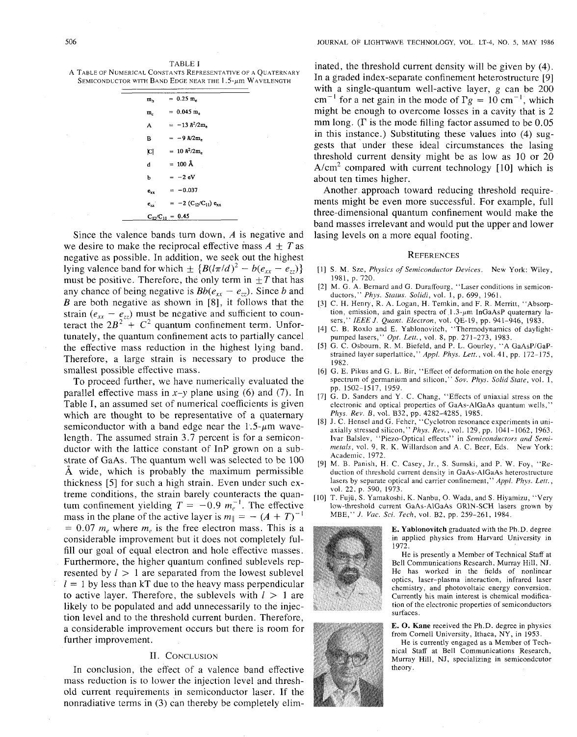TABLE I
A TABLE OF NUMERICAL CONSTANTS REPRESENTATIVE OF A QUATERNARY SEMICONDUCTOR WITH BAND EDGE NEAR THE 1.5-$\mu$m WAVELENGTH

| | |
|---|---|
| $m_h$ | $= 0.25\ m_e$ |
| $m_c$ | $= 0.045\ m_e$ |
| A | $= -13\ \hbar^2/2m_e$ |
| B | $= -9\ \hbar/2m_e$ |
| $\vert C\vert$ | $= 10\ \hbar^2/2m_e$ |
| d | $= 100$ Å |
| b | $= -2$ eV |
| $e_{xx}$ | $= -0.037$ |
| $e_{zz}$ | $= -2\ (C_{12}/C_{11})\ e_{xx}$ |
| $C_{12}/C_{11}$ | $= 0.45$ |

Since the valence bands turn down, $A$ is negative and we desire to make the reciprocal effective mass $A \pm T$ as negative as possible. In addition, we seek out the highest lying valence band for which $\pm \{B(l\pi/d)^2 - b(e_{xx} - e_{zz})\}$ must be positive. Therefore, the only term in $\pm T$ that has any chance of being negative is $Bb(e_{xx} - e_{zz})$. Since $b$ and $B$ are both negative as shown in [8], it follows that the strain $(e_{xx} - e_{zz})$ must be negative and sufficient to counteract the $2B^2 + C^2$ quantum confinement term. Unfortunately, the quantum confinement acts to partially cancel the effective mass reduction in the highest lying band. Therefore, a large strain is necessary to produce the smallest possible effective mass.

To proceed further, we have numerically evaluated the parallel effective mass in $x$-$y$ plane using (6) and (7). In Table I, an assumed set of numerical coefficients is given which are thought to be representative of a quaternary semiconductor with a band edge near the 1.5-$\mu$m wavelength. The assumed strain 3.7 percent is for a semiconductor with the lattice constant of InP grown on a substrate of GaAs. The quantum well was selected to be 100 Å wide, which is probably the maximum permissible thickness [5] for such a high strain. Even under such extreme conditions, the strain barely counteracts the quantum confinement yielding $T = -0.9\ m_e^{-1}$. The effective mass in the plane of the active layer is $m_\parallel = -(A + T)^{-1} = 0.07\ m_e$ where $m_e$ is the free electron mass. This is a considerable improvement but it does not completely fulfill our goal of equal electron and hole effective masses. Furthermore, the higher quantum confined sublevels represented by $l > 1$ are separated from the lowest sublevel $l = 1$ by less than kT due to the heavy mass perpendicular to active layer. Therefore, the sublevels with $l > 1$ are likely to be populated and add unnecessarily to the injection level and to the threshold current burden. Therefore, a considerable improvement occurs but there is room for further improvement.

## II. CONCLUSION

In conclusion, the effect of a valence band effective mass reduction is to lower the injection level and threshold current requirements in semiconductor laser. If the nonradiative terms in (3) can thereby be completely eliminated, the threshold current density will be given by (4). In a graded index-separate confinement heterostructure [9] with a single-quantum well-active layer, $g$ can be 200 $\text{cm}^{-1}$ for a net gain in the mode of $\Gamma g = 10\ \text{cm}^{-1}$, which might be enough to overcome losses in a cavity that is 2 mm long. ($\Gamma$ is the mode filling factor assumed to be 0.05 in this instance.) Substituting these values into (4) suggests that under these ideal circumstances the lasing threshold current density might be as low as 10 or 20 $\text{A/cm}^2$ compared with current technology [10] which is about ten times higher.

Another approach toward reducing threshold requirements might be even more successful. For example, full three-dimensional quantum confinement would make the band masses irrelevant and would put the upper and lower lasing levels on a more equal footing.

## REFERENCES

[1] S. M. Sze, *Physics of Semiconductor Devices*. New York: Wiley, 1981, p. 720.

[2] M. G. A. Bernard and G. Duraffourg, "Laser conditions in semiconductors," *Phys. Status. Solidi*, vol. 1, p. 699, 1961.

[3] C. H. Henry, R. A. Logan, H. Temkin, and F. R. Merritt, "Absorption, emission, and gain spectra of 1.3-$\mu$m InGaAsP quaternary lasers," *IEEE J. Quant. Electron*, vol. QE-19, pp. 941–946, 1983.

[4] C. B. Roxlo and E. Yablonovitch, "Thermodynamics of daylight-pumped lasers," *Opt. Lett.*, vol. 8, pp. 271–273, 1983.

[5] G. C. Osbourn, R. M. Biefeld, and P. L. Gourley, "A GaAsP/GaP-strained layer superlattice," *Appl. Phys. Lett.*, vol. 41, pp. 172–175, 1982.

[6] G. E. Pikus and G. L. Bir, "Effect of deformation on the hole energy spectrum of germanium and silicon," *Sov. Phys. Solid State*, vol. 1, pp. 1502–1517, 1959.

[7] G. D. Sanders and Y. C. Chang, "Effects of uniaxial stress on the electronic and optical properties of GaAs-AlGaAs quantum wells," *Phys. Rev. B*, vol. B32, pp. 4282–4285, 1985.

[8] J. C. Hensel and G. Feher, "Cyclotron resonance experiments in uniaxially stressed silicon," *Phys. Rev.*, vol. 129, pp. 1041–1062, 1963. Ivar Balslev, "Piezo-Optical effects" in *Semiconductors and Semimetals*, vol. 9, R. K. Willardson and A. C. Beer, Eds. New York: Academic, 1972.

[9] M. B. Panish, H. C. Casey, Jr., S. Sumski, and P. W. Foy, "Reduction of the threshold current density in GaAs-AlGaAs heterostructure lasers by separate optical and carrier confinement," *Appl. Phys. Lett.*, vol. 22, p. 590, 1973.

[10] T. Fujii, S. Yamakoshi, K. Nanbu, O. Wada, and S. Hiyamizu, "Very low-threshold current GaAs-AlGaAs GRIN-SCH lasers grown by MBE," *J. Vac. Sci. Tech*, vol. B2, pp. 259–261, 1984.

**E. Yablonovitch** graduated with the Ph.D. degree in applied physics from Harvard University in 1972.

He is presently a Member of Technical Staff at Bell Communications Research, Murray Hill, NJ. He has worked in the fields of nonlinear optics, laser-plasma interaction, infrared laser chemistry, and photovoltaic energy conversion. Currently his main interest is chemical modification of the electronic properties of semiconductors surfaces.

**E. O. Kane** received the Ph.D. degree in physics from Cornell University, Ithaca, NY, in 1953.

He is currently engaged as a Member of Technical Staff at Bell Communications Research, Murray Hill, NJ, specializing in semicondcutor theory.